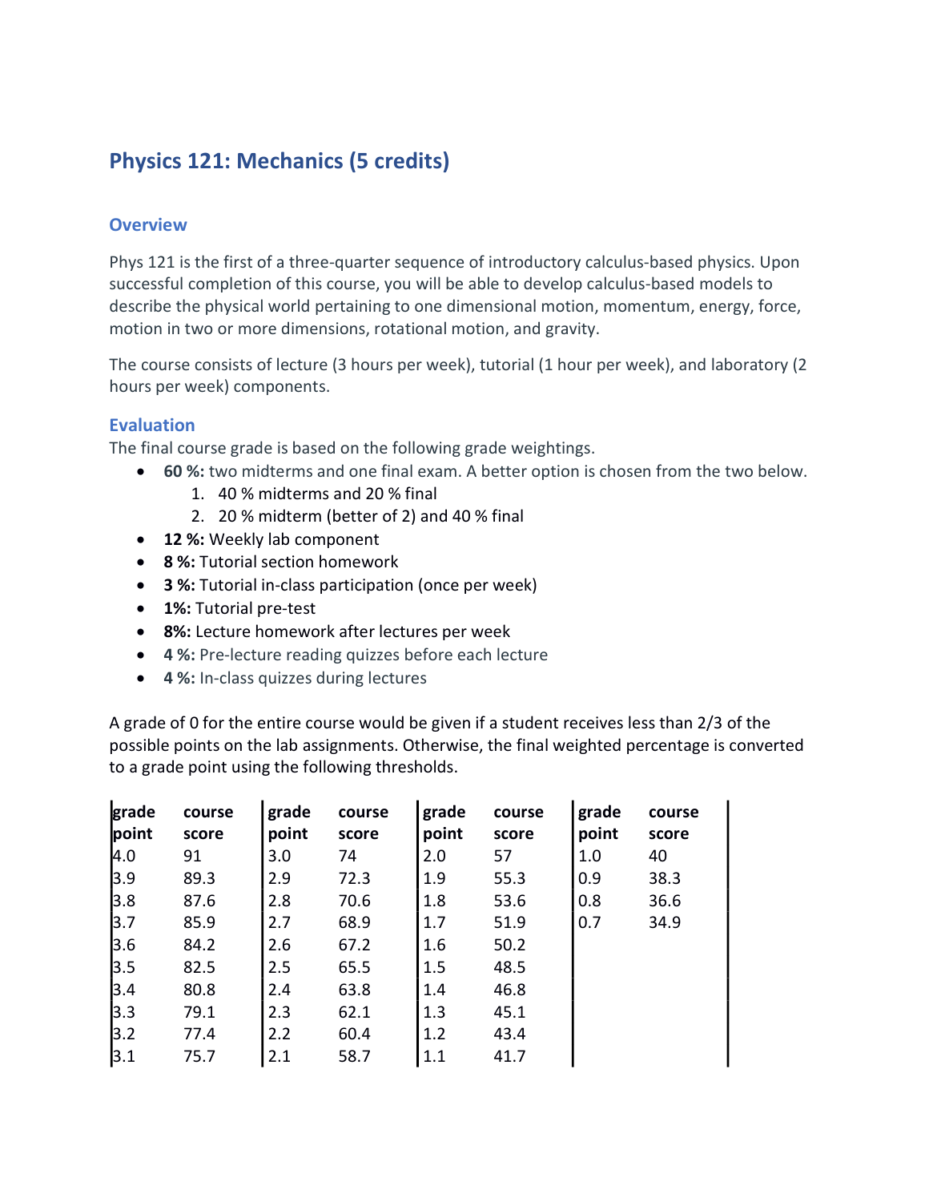# Physics 121: Mechanics (5 credits)

## Overview

Phys 121 is the first of a three-quarter sequence of introductory calculus-based physics. Upon successful completion of this course, you will be able to develop calculus-based models to describe the physical world pertaining to one dimensional motion, momentum, energy, force, motion in two or more dimensions, rotational motion, and gravity.

The course consists of lecture (3 hours per week), tutorial (1 hour per week), and laboratory (2 hours per week) components.

## Evaluation

The final course grade is based on the following grade weightings.

- **60 %:** two midterms and one final exam. A better option is chosen from the two below.
  1. 40 % midterms and 20 % final
  2. 20 % midterm (better of 2) and 40 % final
- **12 %:** Weekly lab component
- **8 %:** Tutorial section homework
- **3 %:** Tutorial in-class participation (once per week)
- **1%:** Tutorial pre-test
- **8%:** Lecture homework after lectures per week
- **4 %:** Pre-lecture reading quizzes before each lecture
- **4 %:** In-class quizzes during lectures

A grade of 0 for the entire course would be given if a student receives less than 2/3 of the possible points on the lab assignments. Otherwise, the final weighted percentage is converted to a grade point using the following thresholds.

| grade point | course score | grade point | course score | grade point | course score | grade point | course score |
|---|---|---|---|---|---|---|---|
| 4.0 | 91 | 3.0 | 74 | 2.0 | 57 | 1.0 | 40 |
| 3.9 | 89.3 | 2.9 | 72.3 | 1.9 | 55.3 | 0.9 | 38.3 |
| 3.8 | 87.6 | 2.8 | 70.6 | 1.8 | 53.6 | 0.8 | 36.6 |
| 3.7 | 85.9 | 2.7 | 68.9 | 1.7 | 51.9 | 0.7 | 34.9 |
| 3.6 | 84.2 | 2.6 | 67.2 | 1.6 | 50.2 | | |
| 3.5 | 82.5 | 2.5 | 65.5 | 1.5 | 48.5 | | |
| 3.4 | 80.8 | 2.4 | 63.8 | 1.4 | 46.8 | | |
| 3.3 | 79.1 | 2.3 | 62.1 | 1.3 | 45.1 | | |
| 3.2 | 77.4 | 2.2 | 60.4 | 1.2 | 43.4 | | |
| 3.1 | 75.7 | 2.1 | 58.7 | 1.1 | 41.7 | | |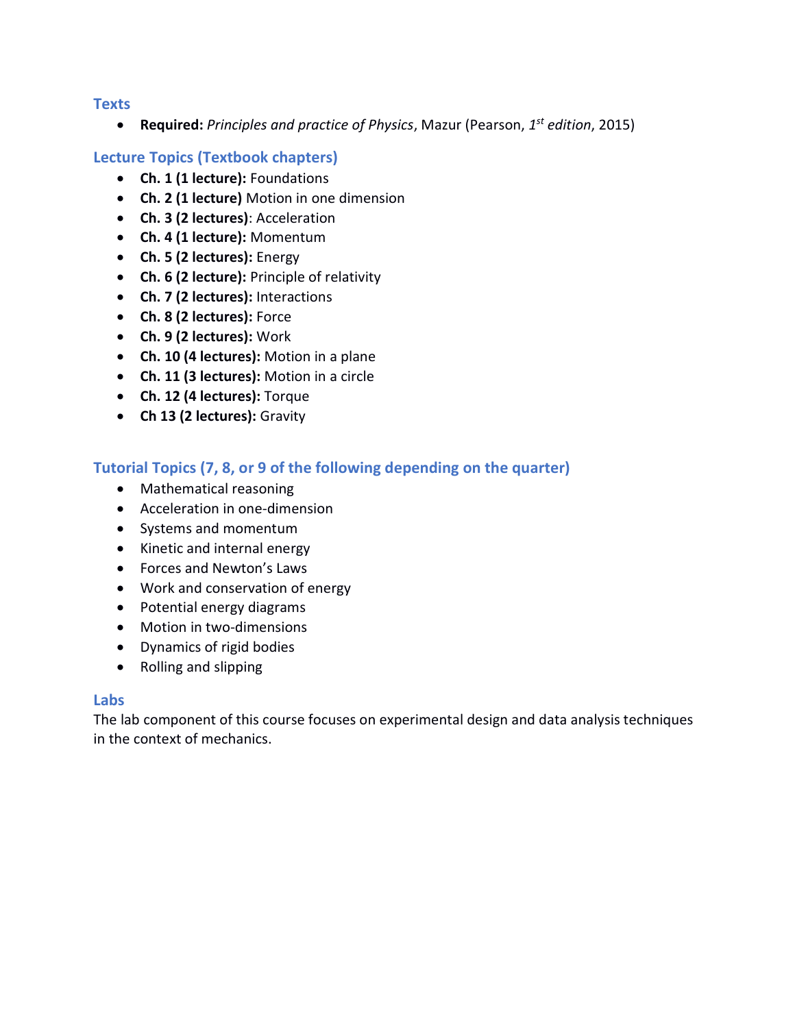## Texts

- **Required:** *Principles and practice of Physics*, Mazur (Pearson, *1st edition*, 2015)

## Lecture Topics (Textbook chapters)

- **Ch. 1 (1 lecture):** Foundations
- **Ch. 2 (1 lecture)** Motion in one dimension
- **Ch. 3 (2 lectures)**: Acceleration
- **Ch. 4 (1 lecture):** Momentum
- **Ch. 5 (2 lectures):** Energy
- **Ch. 6 (2 lecture):** Principle of relativity
- **Ch. 7 (2 lectures):** Interactions
- **Ch. 8 (2 lectures):** Force
- **Ch. 9 (2 lectures):** Work
- **Ch. 10 (4 lectures):** Motion in a plane
- **Ch. 11 (3 lectures):** Motion in a circle
- **Ch. 12 (4 lectures):** Torque
- **Ch 13 (2 lectures):** Gravity

## Tutorial Topics (7, 8, or 9 of the following depending on the quarter)

- Mathematical reasoning
- Acceleration in one-dimension
- Systems and momentum
- Kinetic and internal energy
- Forces and Newton's Laws
- Work and conservation of energy
- Potential energy diagrams
- Motion in two-dimensions
- Dynamics of rigid bodies
- Rolling and slipping

## Labs

The lab component of this course focuses on experimental design and data analysis techniques in the context of mechanics.